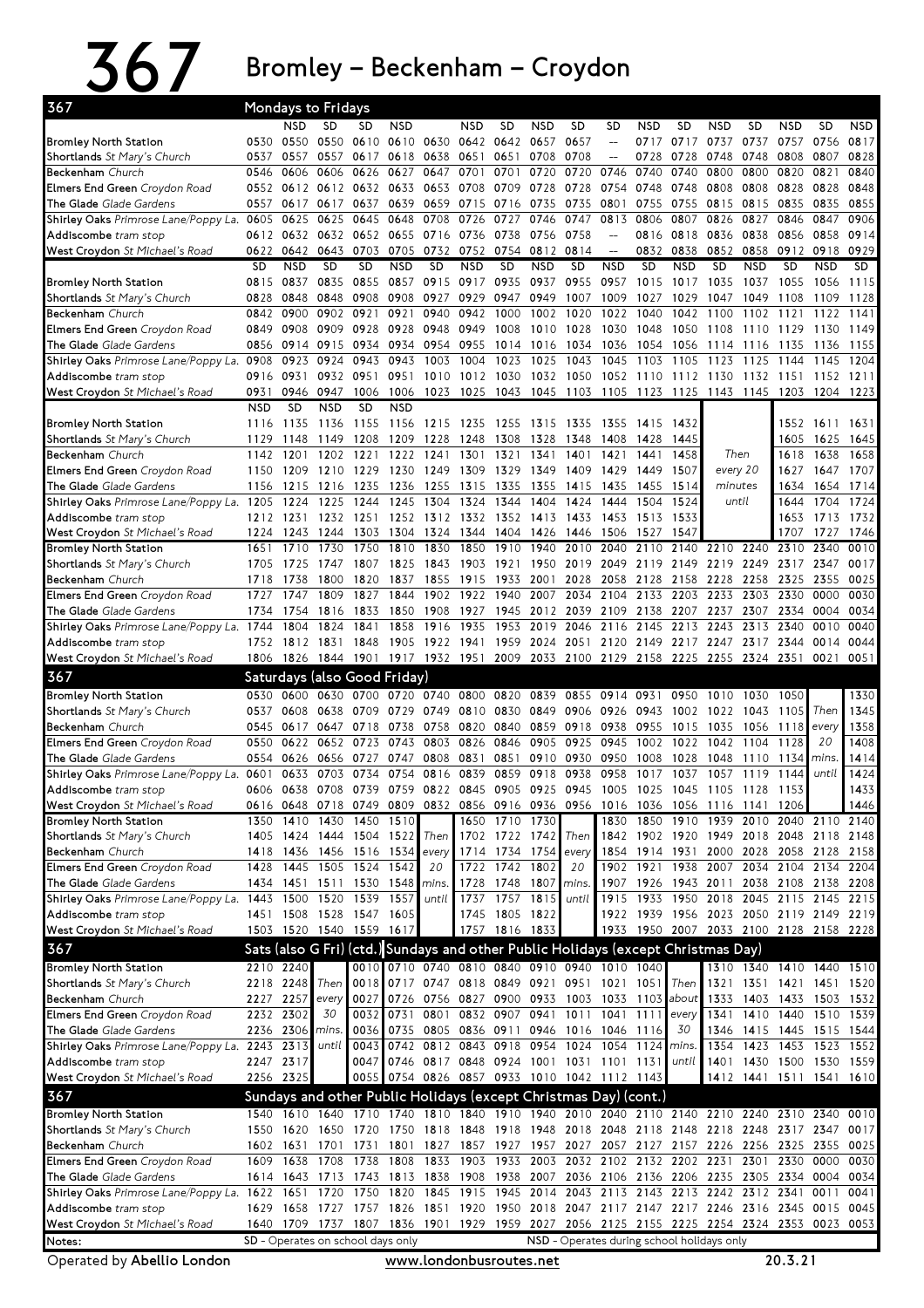# 367 Bromley – Beckenham – Croydon

## 367 Mondays to Fridays

| Stop | | NSD | SD | SD | NSD | | NSD | SD | NSD | SD | SD | NSD | SD | NSD | SD | NSD | SD | NSD |
|---|---|---|---|---|---|---|---|---|---|---|---|---|---|---|---|---|---|---|
| **Bromley North Station** | 0530 | 0550 | 0550 | 0610 | 0610 | 0630 | 0642 | 0642 | 0657 | 0657 | -- | 0717 | 0717 | 0737 | 0737 | 0757 | 0756 | 0817 |
| **Shortlands** *St Mary's Church* | 0537 | 0557 | 0557 | 0617 | 0618 | 0638 | 0651 | 0651 | 0708 | 0708 | -- | 0728 | 0728 | 0748 | 0748 | 0808 | 0807 | 0828 |
| **Beckenham** *Church* | 0546 | 0606 | 0606 | 0626 | 0627 | 0647 | 0701 | 0701 | 0720 | 0720 | 0746 | 0740 | 0740 | 0800 | 0800 | 0820 | 0821 | 0840 |
| **Elmers End Green** *Croydon Road* | 0552 | 0612 | 0612 | 0632 | 0633 | 0653 | 0708 | 0709 | 0728 | 0728 | 0754 | 0748 | 0748 | 0808 | 0808 | 0828 | 0828 | 0848 |
| **The Glade** *Glade Gardens* | 0557 | 0617 | 0617 | 0637 | 0639 | 0659 | 0715 | 0716 | 0735 | 0735 | 0801 | 0755 | 0755 | 0815 | 0815 | 0835 | 0835 | 0855 |
| **Shirley Oaks** *Primrose Lane/Poppy La.* | 0605 | 0625 | 0625 | 0645 | 0648 | 0708 | 0726 | 0727 | 0746 | 0747 | 0813 | 0806 | 0807 | 0826 | 0827 | 0846 | 0847 | 0906 |
| **Addiscombe** *tram stop* | 0612 | 0632 | 0632 | 0652 | 0655 | 0716 | 0736 | 0738 | 0756 | 0758 | -- | 0816 | 0818 | 0836 | 0838 | 0856 | 0858 | 0914 |
| **West Croydon** *St Michael's Road* | 0622 | 0642 | 0643 | 0703 | 0705 | 0732 | 0752 | 0754 | 0812 | 0814 | -- | 0832 | 0838 | 0852 | 0858 | 0912 | 0918 | 0929 |

| Stop | SD | NSD | SD | SD | NSD | SD | NSD | SD | NSD | SD | NSD | SD | NSD | SD | NSD | SD | NSD | SD |
|---|---|---|---|---|---|---|---|---|---|---|---|---|---|---|---|---|---|---|
| **Bromley North Station** | 0815 | 0837 | 0835 | 0855 | 0857 | 0915 | 0917 | 0935 | 0937 | 0955 | 0957 | 1015 | 1017 | 1035 | 1037 | 1055 | 1056 | 1115 |
| **Shortlands** *St Mary's Church* | 0828 | 0848 | 0848 | 0908 | 0908 | 0927 | 0929 | 0947 | 0949 | 1007 | 1009 | 1027 | 1029 | 1047 | 1049 | 1108 | 1109 | 1128 |
| **Beckenham** *Church* | 0842 | 0900 | 0902 | 0921 | 0921 | 0940 | 0942 | 1000 | 1002 | 1020 | 1022 | 1040 | 1042 | 1100 | 1102 | 1121 | 1122 | 1141 |
| **Elmers End Green** *Croydon Road* | 0849 | 0908 | 0909 | 0928 | 0928 | 0948 | 0949 | 1008 | 1010 | 1028 | 1030 | 1048 | 1050 | 1108 | 1110 | 1129 | 1130 | 1149 |
| **The Glade** *Glade Gardens* | 0856 | 0914 | 0915 | 0934 | 0934 | 0954 | 0955 | 1014 | 1016 | 1034 | 1036 | 1054 | 1056 | 1114 | 1116 | 1135 | 1136 | 1155 |
| **Shirley Oaks** *Primrose Lane/Poppy La.* | 0908 | 0923 | 0924 | 0943 | 0943 | 1003 | 1004 | 1023 | 1025 | 1043 | 1045 | 1103 | 1105 | 1123 | 1125 | 1144 | 1145 | 1204 |
| **Addiscombe** *tram stop* | 0916 | 0931 | 0932 | 0951 | 0951 | 1010 | 1012 | 1030 | 1032 | 1050 | 1052 | 1110 | 1112 | 1130 | 1132 | 1151 | 1152 | 1211 |
| **West Croydon** *St Michael's Road* | 0931 | 0946 | 0947 | 1006 | 1006 | 1023 | 1025 | 1043 | 1045 | 1103 | 1105 | 1123 | 1125 | 1143 | 1145 | 1203 | 1204 | 1223 |

| Stop | NSD | SD | NSD | SD | NSD | | | | | | | | | | | | |
|---|---|---|---|---|---|---|---|---|---|---|---|---|---|---|---|---|---|
| **Bromley North Station** | 1116 | 1135 | 1136 | 1155 | 1156 | 1215 | 1235 | 1255 | 1315 | 1335 | 1355 | 1415 | 1432 | | 1552 | 1611 | 1631 |
| **Shortlands** *St Mary's Church* | 1129 | 1148 | 1149 | 1208 | 1209 | 1228 | 1248 | 1308 | 1328 | 1348 | 1408 | 1428 | 1445 | | 1605 | 1625 | 1645 |
| **Beckenham** *Church* | 1142 | 1201 | 1202 | 1221 | 1222 | 1241 | 1301 | 1321 | 1341 | 1401 | 1421 | 1441 | 1458 | Then | 1618 | 1638 | 1658 |
| **Elmers End Green** *Croydon Road* | 1150 | 1209 | 1210 | 1229 | 1230 | 1249 | 1309 | 1329 | 1349 | 1409 | 1429 | 1449 | 1507 | every 20 | 1627 | 1647 | 1707 |
| **The Glade** *Glade Gardens* | 1156 | 1215 | 1216 | 1235 | 1236 | 1255 | 1315 | 1335 | 1355 | 1415 | 1435 | 1455 | 1514 | minutes | 1634 | 1654 | 1714 |
| **Shirley Oaks** *Primrose Lane/Poppy La.* | 1205 | 1224 | 1225 | 1244 | 1245 | 1304 | 1324 | 1344 | 1404 | 1424 | 1444 | 1504 | 1524 | until | 1644 | 1704 | 1724 |
| **Addiscombe** *tram stop* | 1212 | 1231 | 1232 | 1251 | 1252 | 1312 | 1332 | 1352 | 1413 | 1433 | 1453 | 1513 | 1533 | | 1653 | 1713 | 1732 |
| **West Croydon** *St Michael's Road* | 1224 | 1243 | 1244 | 1303 | 1304 | 1324 | 1344 | 1404 | 1426 | 1446 | 1506 | 1527 | 1547 | | 1707 | 1727 | 1746 |

| Stop | | | | | | | | | | | | | | | | | | |
|---|---|---|---|---|---|---|---|---|---|---|---|---|---|---|---|---|---|---|
| **Bromley North Station** | 1651 | 1710 | 1730 | 1750 | 1810 | 1830 | 1850 | 1910 | 1940 | 2010 | 2040 | 2110 | 2140 | 2210 | 2240 | 2310 | 2340 | 0010 |
| **Shortlands** *St Mary's Church* | 1705 | 1725 | 1747 | 1807 | 1825 | 1843 | 1903 | 1921 | 1950 | 2019 | 2049 | 2119 | 2149 | 2219 | 2249 | 2317 | 2347 | 0017 |
| **Beckenham** *Church* | 1718 | 1738 | 1800 | 1820 | 1837 | 1855 | 1915 | 1933 | 2001 | 2028 | 2058 | 2128 | 2158 | 2228 | 2258 | 2325 | 2355 | 0025 |
| **Elmers End Green** *Croydon Road* | 1727 | 1747 | 1809 | 1827 | 1844 | 1902 | 1922 | 1940 | 2007 | 2034 | 2104 | 2133 | 2203 | 2233 | 2303 | 2330 | 0000 | 0030 |
| **The Glade** *Glade Gardens* | 1734 | 1754 | 1816 | 1833 | 1850 | 1908 | 1927 | 1945 | 2012 | 2039 | 2109 | 2138 | 2207 | 2237 | 2307 | 2334 | 0004 | 0034 |
| **Shirley Oaks** *Primrose Lane/Poppy La.* | 1744 | 1804 | 1824 | 1841 | 1858 | 1916 | 1935 | 1953 | 2019 | 2046 | 2116 | 2145 | 2213 | 2243 | 2313 | 2340 | 0010 | 0040 |
| **Addiscombe** *tram stop* | 1752 | 1812 | 1831 | 1848 | 1905 | 1922 | 1941 | 1959 | 2024 | 2051 | 2120 | 2149 | 2217 | 2247 | 2317 | 2344 | 0014 | 0044 |
| **West Croydon** *St Michael's Road* | 1806 | 1826 | 1844 | 1901 | 1917 | 1932 | 1951 | 2009 | 2033 | 2100 | 2129 | 2158 | 2225 | 2255 | 2324 | 2351 | 0021 | 0051 |

## 367 Saturdays (also Good Friday)

| Stop | | | | | | | | | | | | | | | | | | |
|---|---|---|---|---|---|---|---|---|---|---|---|---|---|---|---|---|---|---|
| **Bromley North Station** | 0530 | 0600 | 0630 | 0700 | 0720 | 0740 | 0800 | 0820 | 0839 | 0855 | 0914 | 0931 | 0950 | 1010 | 1030 | 1050 | | 1330 |
| **Shortlands** *St Mary's Church* | 0537 | 0608 | 0638 | 0709 | 0729 | 0749 | 0810 | 0830 | 0849 | 0906 | 0926 | 0943 | 1002 | 1022 | 1043 | 1105 | Then | 1345 |
| **Beckenham** *Church* | 0545 | 0617 | 0647 | 0718 | 0738 | 0758 | 0820 | 0840 | 0859 | 0918 | 0938 | 0955 | 1015 | 1035 | 1056 | 1118 | every | 1358 |
| **Elmers End Green** *Croydon Road* | 0550 | 0622 | 0652 | 0723 | 0743 | 0803 | 0826 | 0846 | 0905 | 0925 | 0945 | 1002 | 1022 | 1042 | 1104 | 1128 | 20 | 1408 |
| **The Glade** *Glade Gardens* | 0554 | 0626 | 0656 | 0727 | 0747 | 0808 | 0831 | 0851 | 0910 | 0930 | 0950 | 1008 | 1028 | 1048 | 1110 | 1134 | mins. | 1414 |
| **Shirley Oaks** *Primrose Lane/Poppy La.* | 0601 | 0633 | 0703 | 0734 | 0754 | 0816 | 0839 | 0859 | 0918 | 0938 | 0958 | 1017 | 1037 | 1057 | 1119 | 1144 | until | 1424 |
| **Addiscombe** *tram stop* | 0606 | 0638 | 0708 | 0739 | 0759 | 0822 | 0845 | 0905 | 0925 | 0945 | 1005 | 1025 | 1045 | 1105 | 1128 | 1153 | | 1433 |
| **West Croydon** *St Michael's Road* | 0616 | 0648 | 0718 | 0749 | 0809 | 0832 | 0856 | 0916 | 0936 | 0956 | 1016 | 1036 | 1056 | 1116 | 1141 | 1206 | | 1446 |

| Stop | | | | | | | | | | | | | | | | | | |
|---|---|---|---|---|---|---|---|---|---|---|---|---|---|---|---|---|---|---|
| **Bromley North Station** | 1350 | 1410 | 1430 | 1450 | 1510 | | 1650 | 1710 | 1730 | | 1830 | 1850 | 1910 | 1939 | 2010 | 2040 | 2110 | 2140 |
| **Shortlands** *St Mary's Church* | 1405 | 1424 | 1444 | 1504 | 1522 | Then | 1702 | 1722 | 1742 | Then | 1842 | 1902 | 1920 | 1949 | 2018 | 2048 | 2118 | 2148 |
| **Beckenham** *Church* | 1418 | 1436 | 1456 | 1516 | 1534 | every | 1714 | 1734 | 1754 | every | 1854 | 1914 | 1931 | 2000 | 2028 | 2058 | 2128 | 2158 |
| **Elmers End Green** *Croydon Road* | 1428 | 1445 | 1505 | 1524 | 1542 | 20 | 1722 | 1742 | 1802 | 20 | 1902 | 1921 | 1938 | 2007 | 2034 | 2104 | 2134 | 2204 |
| **The Glade** *Glade Gardens* | 1434 | 1451 | 1511 | 1530 | 1548 | mins. | 1728 | 1748 | 1807 | mins. | 1907 | 1926 | 1943 | 2011 | 2038 | 2108 | 2138 | 2208 |
| **Shirley Oaks** *Primrose Lane/Poppy La.* | 1443 | 1500 | 1520 | 1539 | 1557 | until | 1737 | 1757 | 1815 | until | 1915 | 1933 | 1950 | 2018 | 2045 | 2115 | 2145 | 2215 |
| **Addiscombe** *tram stop* | 1451 | 1508 | 1528 | 1547 | 1605 | | 1745 | 1805 | 1822 | | 1922 | 1939 | 1956 | 2023 | 2050 | 2119 | 2149 | 2219 |
| **West Croydon** *St Michael's Road* | 1503 | 1520 | 1540 | 1559 | 1617 | | 1757 | 1816 | 1833 | | 1933 | 1950 | 2007 | 2033 | 2100 | 2128 | 2158 | 2228 |

## 367 Sats (also G Fri) (ctd.)

| Stop | | | | |
|---|---|---|---|---|
| **Bromley North Station** | 2210 | 2240 | | 0010 |
| **Shortlands** *St Mary's Church* | 2218 | 2248 | Then | 0018 |
| **Beckenham** *Church* | 2227 | 2257 | every | 0027 |
| **Elmers End Green** *Croydon Road* | 2232 | 2302 | 30 | 0032 |
| **The Glade** *Glade Gardens* | 2236 | 2306 | mins. | 0036 |
| **Shirley Oaks** *Primrose Lane/Poppy La.* | 2243 | 2313 | until | 0043 |
| **Addiscombe** *tram stop* | 2247 | 2317 | | 0047 |
| **West Croydon** *St Michael's Road* | 2256 | 2325 | | 0055 |

## Sundays and other Public Holidays (except Christmas Day)

| Stop | | | | | | | | | | | | | | |
|---|---|---|---|---|---|---|---|---|---|---|---|---|---|---|
| **Bromley North Station** | 0710 | 0740 | 0810 | 0840 | 0910 | 0940 | 1010 | 1040 | | 1310 | 1340 | 1410 | 1440 | 1510 |
| **Shortlands** *St Mary's Church* | 0717 | 0747 | 0818 | 0849 | 0921 | 0951 | 1021 | 1051 | Then | 1321 | 1351 | 1421 | 1451 | 1520 |
| **Beckenham** *Church* | 0726 | 0756 | 0827 | 0900 | 0933 | 1003 | 1033 | 1103 | about | 1333 | 1403 | 1433 | 1503 | 1532 |
| **Elmers End Green** *Croydon Road* | 0731 | 0801 | 0832 | 0907 | 0941 | 1011 | 1041 | 1111 | every | 1341 | 1410 | 1440 | 1510 | 1539 |
| **The Glade** *Glade Gardens* | 0735 | 0805 | 0836 | 0911 | 0946 | 1016 | 1046 | 1116 | 30 | 1346 | 1415 | 1445 | 1515 | 1544 |
| **Shirley Oaks** *Primrose Lane/Poppy La.* | 0742 | 0812 | 0843 | 0918 | 0954 | 1024 | 1054 | 1124 | mins. | 1354 | 1423 | 1453 | 1523 | 1552 |
| **Addiscombe** *tram stop* | 0746 | 0817 | 0848 | 0924 | 1001 | 1031 | 1101 | 1131 | until | 1401 | 1430 | 1500 | 1530 | 1559 |
| **West Croydon** *St Michael's Road* | 0754 | 0826 | 0857 | 0933 | 1010 | 1042 | 1112 | 1143 | | 1412 | 1441 | 1511 | 1541 | 1610 |

## 367 Sundays and other Public Holidays (except Christmas Day) (cont.)

| Stop | | | | | | | | | | | | | | | | | | |
|---|---|---|---|---|---|---|---|---|---|---|---|---|---|---|---|---|---|---|
| **Bromley North Station** | 1540 | 1610 | 1640 | 1710 | 1740 | 1810 | 1840 | 1910 | 1940 | 2010 | 2040 | 2110 | 2140 | 2210 | 2240 | 2310 | 2340 | 0010 |
| **Shortlands** *St Mary's Church* | 1550 | 1620 | 1650 | 1720 | 1750 | 1818 | 1848 | 1918 | 1948 | 2018 | 2048 | 2118 | 2148 | 2218 | 2248 | 2317 | 2347 | 0017 |
| **Beckenham** *Church* | 1602 | 1631 | 1701 | 1731 | 1801 | 1827 | 1857 | 1927 | 1957 | 2027 | 2057 | 2127 | 2157 | 2226 | 2256 | 2325 | 2355 | 0025 |
| **Elmers End Green** *Croydon Road* | 1609 | 1638 | 1708 | 1738 | 1808 | 1833 | 1903 | 1933 | 2003 | 2032 | 2102 | 2132 | 2202 | 2231 | 2301 | 2330 | 0000 | 0030 |
| **The Glade** *Glade Gardens* | 1614 | 1643 | 1713 | 1743 | 1813 | 1838 | 1908 | 1938 | 2007 | 2036 | 2106 | 2136 | 2206 | 2235 | 2305 | 2334 | 0004 | 0034 |
| **Shirley Oaks** *Primrose Lane/Poppy La.* | 1622 | 1651 | 1720 | 1750 | 1820 | 1845 | 1915 | 1945 | 2014 | 2043 | 2113 | 2143 | 2213 | 2242 | 2312 | 2341 | 0011 | 0041 |
| **Addiscombe** *tram stop* | 1629 | 1658 | 1727 | 1757 | 1826 | 1851 | 1920 | 1950 | 2018 | 2047 | 2117 | 2147 | 2217 | 2246 | 2316 | 2345 | 0015 | 0045 |
| **West Croydon** *St Michael's Road* | 1640 | 1709 | 1737 | 1807 | 1836 | 1901 | 1929 | 1959 | 2027 | 2056 | 2125 | 2155 | 2225 | 2254 | 2324 | 2353 | 0023 | 0053 |

**Notes:** **SD** - Operates on school days only; **NSD** - Operates during school holidays only

Operated by **Abellio London** — www.londonbusroutes.net — 20.3.21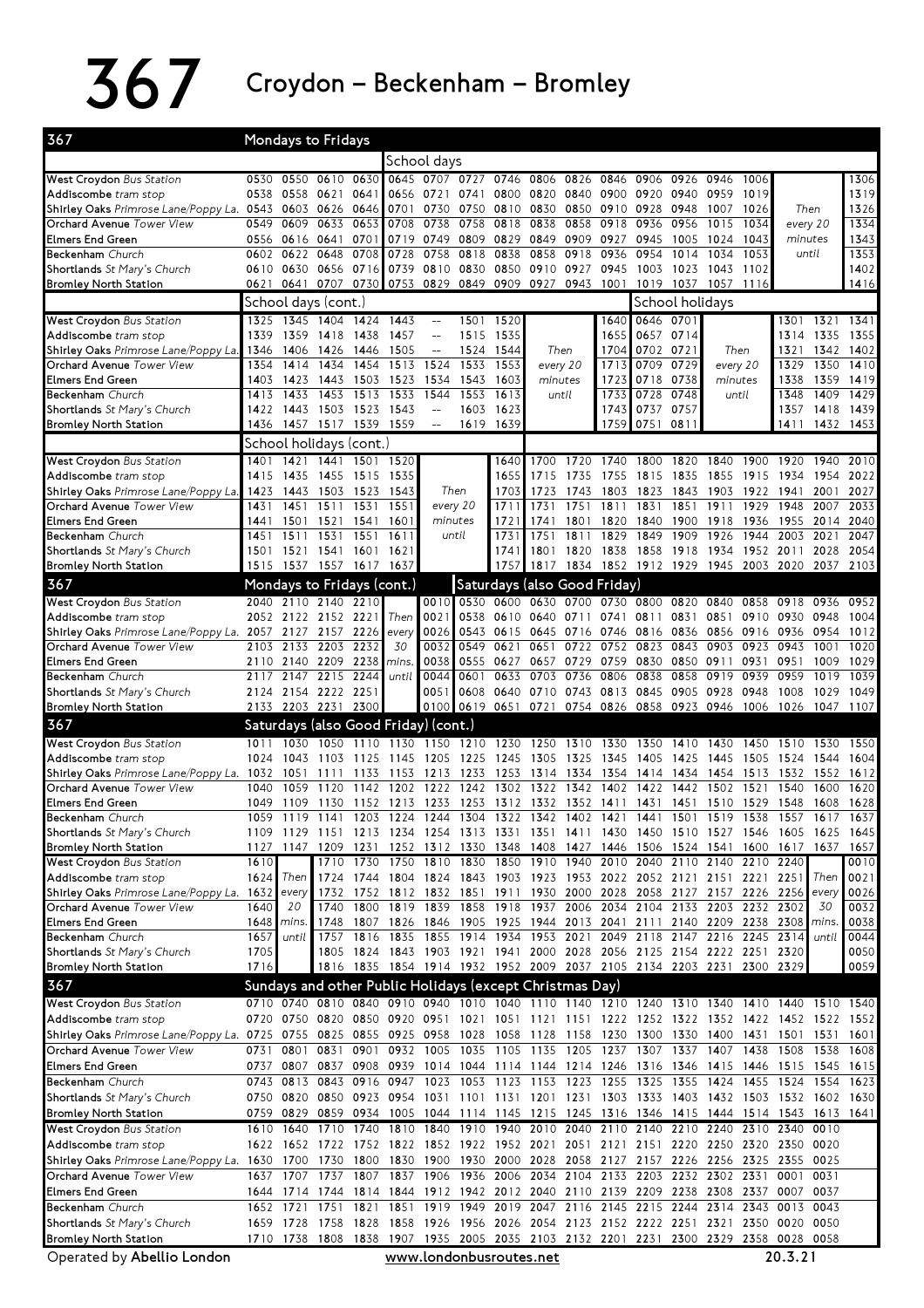# 367 Croydon – Beckenham – Bromley

## Mondays to Fridays

### School days

| 367 | | | | | | | | | | | | | | | | | |
|---|---|---|---|---|---|---|---|---|---|---|---|---|---|---|---|---|---|
| West Croydon *Bus Station* | 0530 | 0550 | 0610 | 0630 | 0645 | 0707 | 0727 | 0746 | 0806 | 0826 | 0846 | 0906 | 0926 | 0946 | 1006 | | 1306 |
| Addiscombe *tram stop* | 0538 | 0558 | 0621 | 0641 | 0656 | 0721 | 0741 | 0800 | 0820 | 0840 | 0900 | 0920 | 0940 | 0959 | 1019 | | 1319 |
| Shirley Oaks *Primrose Lane/Poppy La.* | 0543 | 0603 | 0626 | 0646 | 0701 | 0730 | 0750 | 0810 | 0830 | 0850 | 0910 | 0928 | 0948 | 1007 | 1026 | Then | 1326 |
| Orchard Avenue *Tower View* | 0549 | 0609 | 0633 | 0653 | 0708 | 0738 | 0758 | 0818 | 0838 | 0858 | 0918 | 0936 | 0956 | 1015 | 1034 | every 20 | 1334 |
| Elmers End Green | 0556 | 0616 | 0641 | 0701 | 0719 | 0749 | 0809 | 0829 | 0849 | 0909 | 0927 | 0945 | 1005 | 1024 | 1043 | minutes | 1343 |
| Beckenham *Church* | 0602 | 0622 | 0648 | 0708 | 0728 | 0758 | 0818 | 0838 | 0858 | 0918 | 0936 | 0954 | 1014 | 1034 | 1053 | until | 1353 |
| Shortlands *St Mary's Church* | 0610 | 0630 | 0656 | 0716 | 0739 | 0810 | 0830 | 0850 | 0910 | 0927 | 0945 | 1003 | 1023 | 1043 | 1102 | | 1402 |
| Bromley North Station | 0621 | 0641 | 0707 | 0730 | 0753 | 0829 | 0849 | 0909 | 0927 | 0943 | 1001 | 1019 | 1037 | 1057 | 1116 | | 1416 |

### School days (cont.) / School holidays

| | School days (cont.) | | | | | | | | | | School holidays | | | | | |
|---|---|---|---|---|---|---|---|---|---|---|---|---|---|---|---|---|
| West Croydon *Bus Station* | 1325 | 1345 | 1404 | 1424 | 1443 | -- | 1501 | 1520 | | 1640 | 0646 | 0701 | | 1301 | 1321 | 1341 |
| Addiscombe *tram stop* | 1339 | 1359 | 1418 | 1438 | 1457 | -- | 1515 | 1535 | | 1655 | 0657 | 0714 | | 1314 | 1335 | 1355 |
| Shirley Oaks *Primrose Lane/Poppy La.* | 1346 | 1406 | 1426 | 1446 | 1505 | -- | 1524 | 1544 | Then | 1704 | 0702 | 0721 | Then | 1321 | 1342 | 1402 |
| Orchard Avenue *Tower View* | 1354 | 1414 | 1434 | 1454 | 1513 | 1524 | 1533 | 1553 | every 20 | 1713 | 0709 | 0729 | every 20 | 1329 | 1350 | 1410 |
| Elmers End Green | 1403 | 1423 | 1443 | 1503 | 1523 | 1534 | 1543 | 1603 | minutes | 1723 | 0718 | 0738 | minutes | 1338 | 1359 | 1419 |
| Beckenham *Church* | 1413 | 1433 | 1453 | 1513 | 1533 | 1544 | 1553 | 1613 | until | 1733 | 0728 | 0748 | until | 1348 | 1409 | 1429 |
| Shortlands *St Mary's Church* | 1422 | 1443 | 1503 | 1523 | 1543 | -- | 1603 | 1623 | | 1743 | 0737 | 0757 | | 1357 | 1418 | 1439 |
| Bromley North Station | 1436 | 1457 | 1517 | 1539 | 1559 | -- | 1619 | 1639 | | 1759 | 0751 | 0811 | | 1411 | 1432 | 1453 |

### School holidays (cont.)

| | | | | | | | | | | | | | | | | | |
|---|---|---|---|---|---|---|---|---|---|---|---|---|---|---|---|---|---|
| West Croydon *Bus Station* | 1401 | 1421 | 1441 | 1501 | 1520 | | 1640 | 1700 | 1720 | 1740 | 1800 | 1820 | 1840 | 1900 | 1920 | 1940 | 2010 |
| Addiscombe *tram stop* | 1415 | 1435 | 1455 | 1515 | 1535 | | 1655 | 1715 | 1735 | 1755 | 1815 | 1835 | 1855 | 1915 | 1934 | 1954 | 2022 |
| Shirley Oaks *Primrose Lane/Poppy La.* | 1423 | 1443 | 1503 | 1523 | 1543 | Then | 1703 | 1723 | 1743 | 1803 | 1823 | 1843 | 1903 | 1922 | 1941 | 2001 | 2027 |
| Orchard Avenue *Tower View* | 1431 | 1451 | 1511 | 1531 | 1551 | every 20 | 1711 | 1731 | 1751 | 1811 | 1831 | 1851 | 1911 | 1929 | 1948 | 2007 | 2033 |
| Elmers End Green | 1441 | 1501 | 1521 | 1541 | 1601 | minutes | 1721 | 1741 | 1801 | 1820 | 1840 | 1900 | 1918 | 1936 | 1955 | 2014 | 2040 |
| Beckenham *Church* | 1451 | 1511 | 1531 | 1551 | 1611 | until | 1731 | 1751 | 1811 | 1829 | 1849 | 1909 | 1926 | 1944 | 2003 | 2021 | 2047 |
| Shortlands *St Mary's Church* | 1501 | 1521 | 1541 | 1601 | 1621 | | 1741 | 1801 | 1820 | 1838 | 1858 | 1918 | 1934 | 1952 | 2011 | 2028 | 2054 |
| Bromley North Station | 1515 | 1537 | 1557 | 1617 | 1637 | | 1757 | 1817 | 1834 | 1852 | 1912 | 1929 | 1945 | 2003 | 2020 | 2037 | 2103 |

## Mondays to Fridays (cont.) / Saturdays (also Good Friday)

| 367 | Mondays to Fridays (cont.) | | | | | | Saturdays (also Good Friday) | | | | | | | | | | | |
|---|---|---|---|---|---|---|---|---|---|---|---|---|---|---|---|---|---|---|
| West Croydon *Bus Station* | 2040 | 2110 | 2140 | 2210 | | 0010 | 0530 | 0600 | 0630 | 0700 | 0730 | 0800 | 0820 | 0840 | 0858 | 0918 | 0936 | 0952 |
| Addiscombe *tram stop* | 2052 | 2122 | 2152 | 2221 | Then | 0021 | 0538 | 0610 | 0640 | 0711 | 0741 | 0811 | 0831 | 0851 | 0910 | 0930 | 0948 | 1004 |
| Shirley Oaks *Primrose Lane/Poppy La.* | 2057 | 2127 | 2157 | 2226 | every | 0026 | 0543 | 0615 | 0645 | 0716 | 0746 | 0816 | 0836 | 0856 | 0916 | 0936 | 0954 | 1012 |
| Orchard Avenue *Tower View* | 2103 | 2133 | 2203 | 2232 | 30 | 0032 | 0549 | 0621 | 0651 | 0722 | 0752 | 0823 | 0843 | 0903 | 0923 | 0943 | 1001 | 1020 |
| Elmers End Green | 2110 | 2140 | 2209 | 2238 | mins. | 0038 | 0555 | 0627 | 0657 | 0729 | 0759 | 0830 | 0850 | 0911 | 0931 | 0951 | 1009 | 1029 |
| Beckenham *Church* | 2117 | 2147 | 2215 | 2244 | until | 0044 | 0601 | 0633 | 0703 | 0736 | 0806 | 0838 | 0858 | 0919 | 0939 | 0959 | 1019 | 1039 |
| Shortlands *St Mary's Church* | 2124 | 2154 | 2222 | 2251 | | 0051 | 0608 | 0640 | 0710 | 0743 | 0813 | 0845 | 0905 | 0928 | 0948 | 1008 | 1029 | 1049 |
| Bromley North Station | 2133 | 2203 | 2231 | 2300 | | 0100 | 0619 | 0651 | 0721 | 0754 | 0826 | 0858 | 0923 | 0946 | 1006 | 1026 | 1047 | 1107 |

## Saturdays (also Good Friday) (cont.)

| 367 | | | | | | | | | | | | | | | | | | |
|---|---|---|---|---|---|---|---|---|---|---|---|---|---|---|---|---|---|---|
| West Croydon *Bus Station* | 1011 | 1030 | 1050 | 1110 | 1130 | 1150 | 1210 | 1230 | 1250 | 1310 | 1330 | 1350 | 1410 | 1430 | 1450 | 1510 | 1530 | 1550 |
| Addiscombe *tram stop* | 1024 | 1043 | 1103 | 1125 | 1145 | 1205 | 1225 | 1245 | 1305 | 1325 | 1345 | 1405 | 1425 | 1445 | 1505 | 1524 | 1544 | 1604 |
| Shirley Oaks *Primrose Lane/Poppy La.* | 1032 | 1051 | 1111 | 1133 | 1153 | 1213 | 1233 | 1253 | 1314 | 1334 | 1354 | 1414 | 1434 | 1454 | 1513 | 1532 | 1552 | 1612 |
| Orchard Avenue *Tower View* | 1040 | 1059 | 1120 | 1142 | 1202 | 1222 | 1242 | 1302 | 1322 | 1342 | 1402 | 1422 | 1442 | 1502 | 1521 | 1540 | 1600 | 1620 |
| Elmers End Green | 1049 | 1109 | 1130 | 1152 | 1213 | 1233 | 1253 | 1312 | 1332 | 1352 | 1411 | 1431 | 1451 | 1510 | 1529 | 1548 | 1608 | 1628 |
| Beckenham *Church* | 1059 | 1119 | 1141 | 1203 | 1224 | 1244 | 1304 | 1322 | 1342 | 1402 | 1421 | 1441 | 1501 | 1519 | 1538 | 1557 | 1617 | 1637 |
| Shortlands *St Mary's Church* | 1109 | 1129 | 1151 | 1213 | 1234 | 1254 | 1313 | 1331 | 1351 | 1411 | 1430 | 1450 | 1510 | 1527 | 1546 | 1605 | 1625 | 1645 |
| Bromley North Station | 1127 | 1147 | 1209 | 1231 | 1252 | 1312 | 1330 | 1348 | 1408 | 1427 | 1446 | 1506 | 1524 | 1541 | 1600 | 1617 | 1637 | 1657 |

| | | | | | | | | | | | | | | | | | |
|---|---|---|---|---|---|---|---|---|---|---|---|---|---|---|---|---|---|
| West Croydon *Bus Station* | 1610 | | 1710 | 1730 | 1750 | 1810 | 1830 | 1850 | 1910 | 1940 | 2010 | 2040 | 2110 | 2140 | 2210 | 2240 | | 0010 |
| Addiscombe *tram stop* | 1624 | Then | 1724 | 1744 | 1804 | 1824 | 1843 | 1903 | 1923 | 1953 | 2022 | 2052 | 2121 | 2151 | 2221 | 2251 | Then | 0021 |
| Shirley Oaks *Primrose Lane/Poppy La.* | 1632 | every | 1732 | 1752 | 1812 | 1832 | 1851 | 1911 | 1930 | 2000 | 2028 | 2058 | 2127 | 2157 | 2226 | 2256 | every | 0026 |
| Orchard Avenue *Tower View* | 1640 | 20 | 1740 | 1800 | 1819 | 1839 | 1858 | 1918 | 1937 | 2006 | 2034 | 2104 | 2133 | 2203 | 2232 | 2302 | 30 | 0032 |
| Elmers End Green | 1648 | mins. | 1748 | 1807 | 1826 | 1846 | 1905 | 1925 | 1944 | 2013 | 2041 | 2111 | 2140 | 2209 | 2238 | 2308 | mins. | 0038 |
| Beckenham *Church* | 1657 | until | 1757 | 1816 | 1835 | 1855 | 1914 | 1934 | 1953 | 2021 | 2049 | 2118 | 2147 | 2216 | 2245 | 2314 | until | 0044 |
| Shortlands *St Mary's Church* | 1705 | | 1805 | 1824 | 1843 | 1903 | 1921 | 1941 | 2000 | 2028 | 2056 | 2125 | 2154 | 2222 | 2251 | 2320 | | 0050 |
| Bromley North Station | 1716 | | 1816 | 1835 | 1854 | 1914 | 1932 | 1952 | 2009 | 2037 | 2105 | 2134 | 2203 | 2231 | 2300 | 2329 | | 0059 |

## Sundays and other Public Holidays (except Christmas Day)

| 367 | | | | | | | | | | | | | | | | | | |
|---|---|---|---|---|---|---|---|---|---|---|---|---|---|---|---|---|---|---|
| West Croydon *Bus Station* | 0710 | 0740 | 0810 | 0840 | 0910 | 0940 | 1010 | 1040 | 1110 | 1140 | 1210 | 1240 | 1310 | 1340 | 1410 | 1440 | 1510 | 1540 |
| Addiscombe *tram stop* | 0720 | 0750 | 0820 | 0850 | 0920 | 0951 | 1021 | 1051 | 1121 | 1151 | 1222 | 1252 | 1322 | 1352 | 1422 | 1452 | 1522 | 1552 |
| Shirley Oaks *Primrose Lane/Poppy La.* | 0725 | 0755 | 0825 | 0855 | 0925 | 0958 | 1028 | 1058 | 1128 | 1158 | 1230 | 1300 | 1330 | 1400 | 1431 | 1501 | 1531 | 1601 |
| Orchard Avenue *Tower View* | 0731 | 0801 | 0831 | 0901 | 0932 | 1005 | 1035 | 1105 | 1135 | 1205 | 1237 | 1307 | 1337 | 1407 | 1438 | 1508 | 1538 | 1608 |
| Elmers End Green | 0737 | 0807 | 0837 | 0908 | 0939 | 1014 | 1044 | 1114 | 1144 | 1214 | 1246 | 1316 | 1346 | 1415 | 1446 | 1515 | 1545 | 1615 |
| Beckenham *Church* | 0743 | 0813 | 0843 | 0916 | 0947 | 1023 | 1053 | 1123 | 1153 | 1223 | 1255 | 1325 | 1355 | 1424 | 1455 | 1524 | 1554 | 1623 |
| Shortlands *St Mary's Church* | 0750 | 0820 | 0850 | 0923 | 0954 | 1031 | 1101 | 1131 | 1201 | 1231 | 1303 | 1333 | 1403 | 1432 | 1503 | 1532 | 1602 | 1630 |
| Bromley North Station | 0759 | 0829 | 0859 | 0934 | 1005 | 1044 | 1114 | 1145 | 1215 | 1245 | 1316 | 1346 | 1415 | 1444 | 1514 | 1543 | 1613 | 1641 |

| | | | | | | | | | | | | | | | | | |
|---|---|---|---|---|---|---|---|---|---|---|---|---|---|---|---|---|
| West Croydon *Bus Station* | 1610 | 1640 | 1710 | 1740 | 1810 | 1840 | 1910 | 1940 | 2010 | 2040 | 2110 | 2140 | 2210 | 2240 | 2310 | 2340 | 0010 |
| Addiscombe *tram stop* | 1622 | 1652 | 1722 | 1752 | 1822 | 1852 | 1922 | 1952 | 2021 | 2051 | 2121 | 2151 | 2220 | 2250 | 2320 | 2350 | 0020 |
| Shirley Oaks *Primrose Lane/Poppy La.* | 1630 | 1700 | 1730 | 1800 | 1830 | 1900 | 1930 | 2000 | 2028 | 2058 | 2127 | 2157 | 2226 | 2256 | 2325 | 2355 | 0025 |
| Orchard Avenue *Tower View* | 1637 | 1707 | 1737 | 1807 | 1837 | 1906 | 1936 | 2006 | 2034 | 2104 | 2133 | 2203 | 2232 | 2302 | 2331 | 0001 | 0031 |
| Elmers End Green | 1644 | 1714 | 1744 | 1814 | 1844 | 1912 | 1942 | 2012 | 2040 | 2110 | 2139 | 2209 | 2238 | 2308 | 2337 | 0007 | 0037 |
| Beckenham *Church* | 1652 | 1721 | 1751 | 1821 | 1851 | 1919 | 1949 | 2019 | 2047 | 2116 | 2145 | 2215 | 2244 | 2314 | 2343 | 0013 | 0043 |
| Shortlands *St Mary's Church* | 1659 | 1728 | 1758 | 1828 | 1858 | 1926 | 1956 | 2026 | 2054 | 2123 | 2152 | 2222 | 2251 | 2321 | 2350 | 0020 | 0050 |
| Bromley North Station | 1710 | 1738 | 1808 | 1838 | 1907 | 1935 | 2005 | 2035 | 2103 | 2132 | 2201 | 2231 | 2300 | 2329 | 2358 | 0028 | 0058 |

Operated by **Abellio London** www.londonbusroutes.net 20.3.21